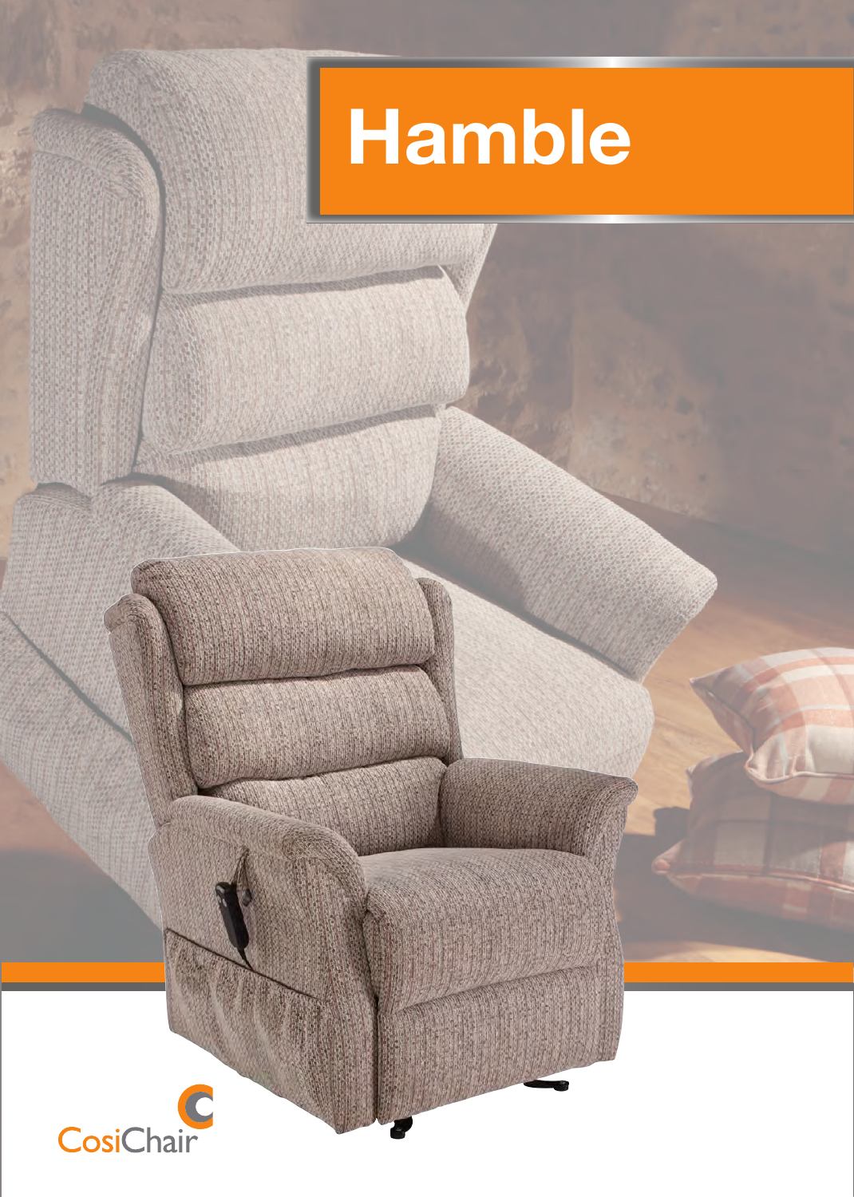# Hamble

CosiChair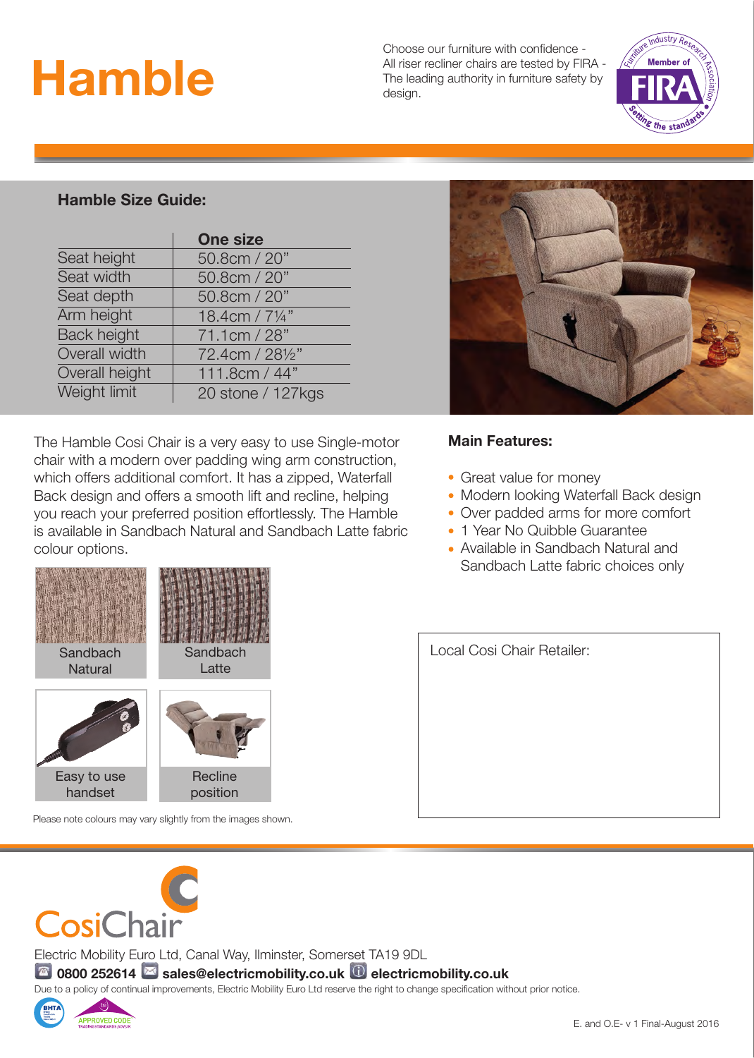# Hamble

Choose our furniture with confidence - All riser recliner chairs are tested by FIRA - The leading authority in furniture safety by design.

Furniture Industry Research Association
Member of FIRA
Setting the standards

## Hamble Size Guide:

| | One size |
|---|---|
| Seat height | 50.8cm / 20” |
| Seat width | 50.8cm / 20” |
| Seat depth | 50.8cm / 20” |
| Arm height | 18.4cm / 7¼” |
| Back height | 71.1cm / 28” |
| Overall width | 72.4cm / 28½” |
| Overall height | 111.8cm / 44” |
| Weight limit | 20 stone / 127kgs |

The Hamble Cosi Chair is a very easy to use Single-motor chair with a modern over padding wing arm construction, which offers additional comfort. It has a zipped, Waterfall Back design and offers a smooth lift and recline, helping you reach your preferred position effortlessly. The Hamble is available in Sandbach Natural and Sandbach Latte fabric colour options.

Sandbach Natural

Sandbach Latte

Easy to use handset

Recline position

Please note colours may vary slightly from the images shown.

### Main Features:

- Great value for money
- Modern looking Waterfall Back design
- Over padded arms for more comfort
- 1 Year No Quibble Guarantee
- Available in Sandbach Natural and Sandbach Latte fabric choices only

Local Cosi Chair Retailer:

CosiChair

Electric Mobility Euro Ltd, Canal Way, Ilminster, Somerset TA19 9DL

**0800 252614** **sales@electricmobility.co.uk** **electricmobility.co.uk**

Due to a policy of continual improvements, Electric Mobility Euro Ltd reserve the right to change specification without prior notice.

BHTA | APPROVED CODE TRADINGSTANDARDS.GOV.UK

E. and O.E- v 1 Final-August 2016